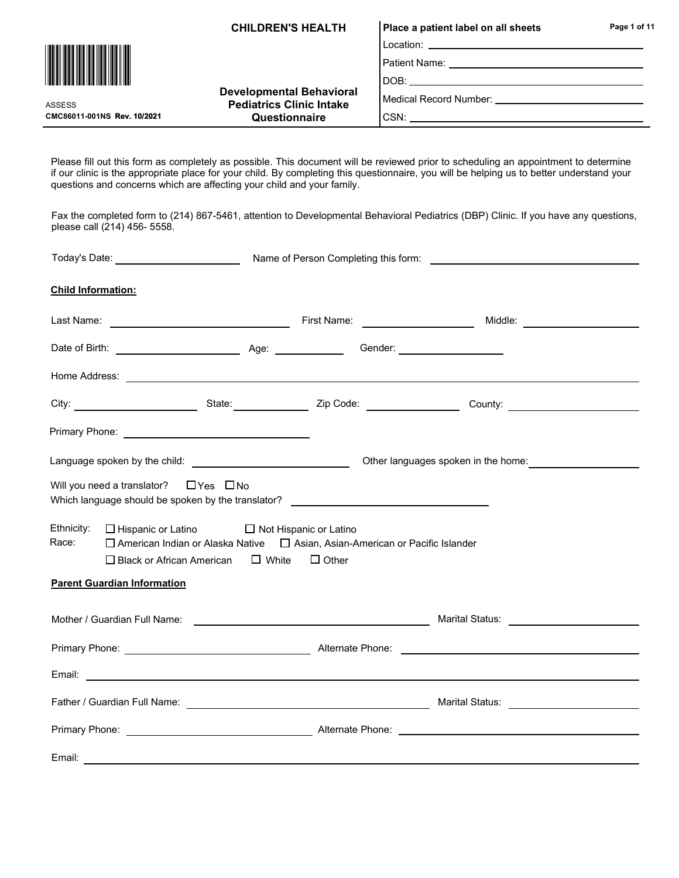# CHILDREN'S HEALTH

## Developmental Behavioral Pediatrics Clinic Intake Questionnaire

ASSESS
CMC86011-001NS Rev. 10/2021

**Place a patient label on all sheets**

Location: ______________________

Patient Name: ______________________

DOB: ______________________

Medical Record Number: ______________________

CSN: ______________________

Please fill out this form as completely as possible. This document will be reviewed prior to scheduling an appointment to determine if our clinic is the appropriate place for your child. By completing this questionnaire, you will be helping us to better understand your questions and concerns which are affecting your child and your family.

Fax the completed form to (214) 867-5461, attention to Developmental Behavioral Pediatrics (DBP) Clinic. If you have any questions, please call (214) 456- 5558.

Today's Date: ______________ Name of Person Completing this form: ______________________

**Child Information:**

Last Name: ______________________ First Name: ______________ Middle: ______________

Date of Birth: ______________ Age: ________ Gender: ______________

Home Address: ____________________________________________

City: ______________ State: __________ Zip Code: __________ County: ______________

Primary Phone: ______________________

Language spoken by the child: ______________________ Other languages spoken in the home: ______________

Will you need a translator? ☐ Yes ☐ No

Which language should be spoken by the translator? ______________________

Ethnicity: ☐ Hispanic or Latino ☐ Not Hispanic or Latino

Race: ☐ American Indian or Alaska Native ☐ Asian, Asian-American or Pacific Islander ☐ Black or African American ☐ White ☐ Other

**Parent Guardian Information**

Mother / Guardian Full Name: ______________________ Marital Status: ______________

Primary Phone: ______________________ Alternate Phone: ______________________

Email: ____________________________________________

Father / Guardian Full Name: ______________________ Marital Status: ______________

Primary Phone: ______________________ Alternate Phone: ______________________

Email: ____________________________________________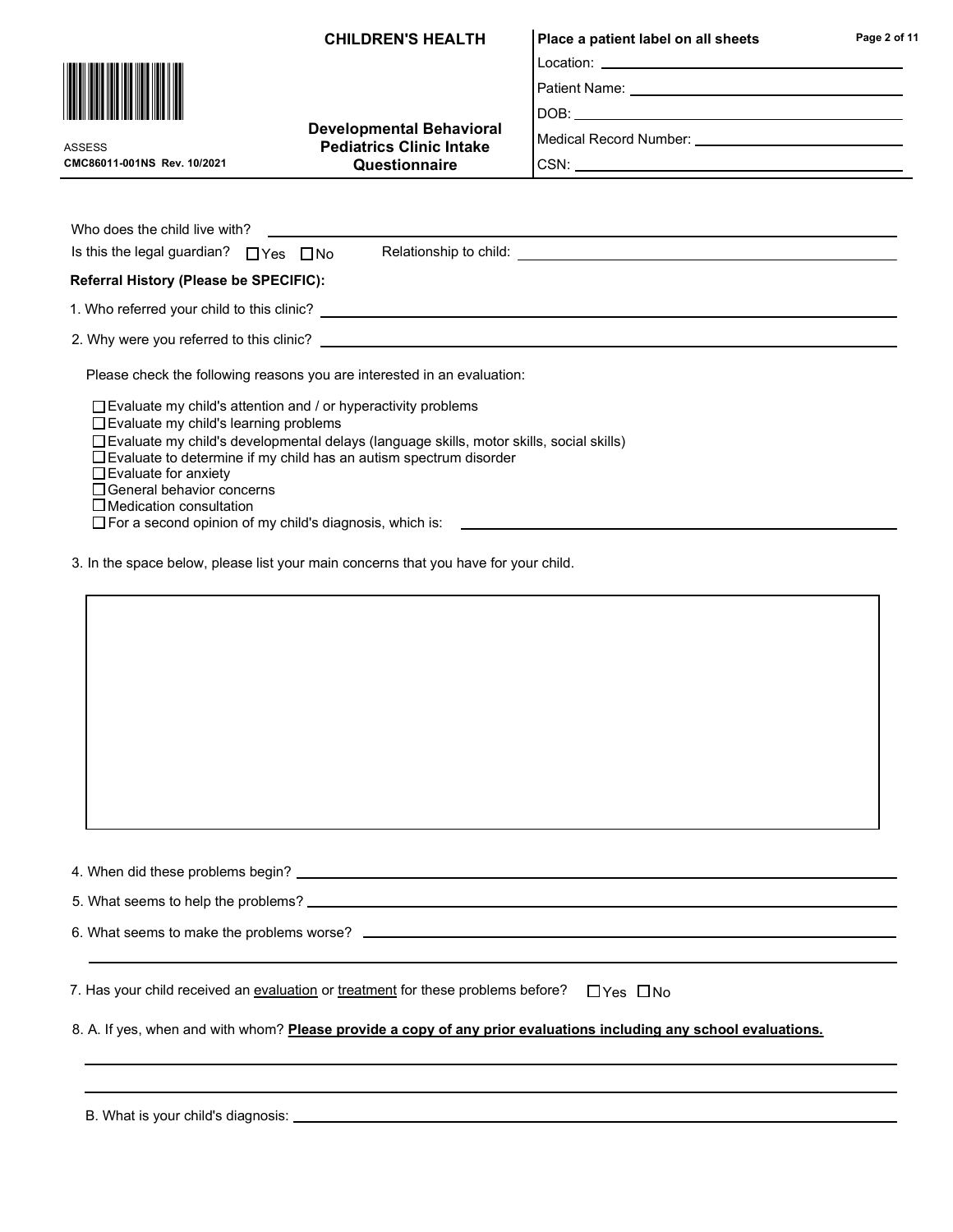Who does the child live with? ______________________________

Is this the legal guardian? ☐ Yes ☐ No  Relationship to child: ______________________________

**Referral History (Please be SPECIFIC):**

1. Who referred your child to this clinic? ______________________________

2. Why were you referred to this clinic? ______________________________

   Please check the following reasons you are interested in an evaluation:

   - ☐ Evaluate my child's attention and / or hyperactivity problems
   - ☐ Evaluate my child's learning problems
   - ☐ Evaluate my child's developmental delays (language skills, motor skills, social skills)
   - ☐ Evaluate to determine if my child has an autism spectrum disorder
   - ☐ Evaluate for anxiety
   - ☐ General behavior concerns
   - ☐ Medication consultation
   - ☐ For a second opinion of my child's diagnosis, which is: ______________________________

3. In the space below, please list your main concerns that you have for your child.

4. When did these problems begin? ______________________________

5. What seems to help the problems? ______________________________

6. What seems to make the problems worse? ______________________________

7. Has your child received an evaluation or treatment for these problems before? ☐ Yes ☐ No

8. A. If yes, when and with whom? **Please provide a copy of any prior evaluations including any school evaluations.**

   B. What is your child's diagnosis: ______________________________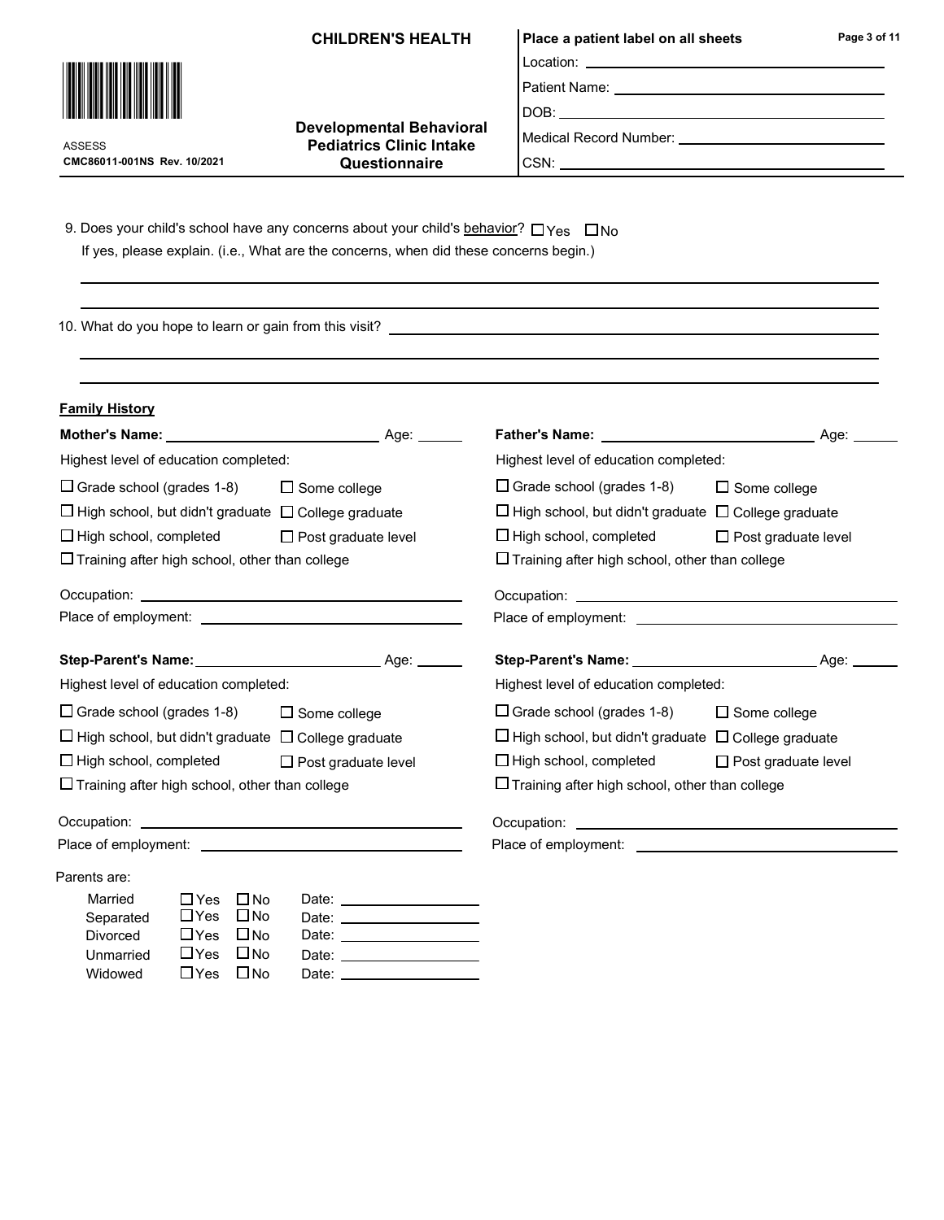9. Does your child's school have any concerns about your child's <u>behavior</u>? ☐ Yes ☐ No
   If yes, please explain. (i.e., What are the concerns, when did these concerns begin.)

______________________________________________________________________

______________________________________________________________________

10. What do you hope to learn or gain from this visit? ______________________________

______________________________________________________________________

______________________________________________________________________

## Family History

**Mother's Name:** ______________________ Age: ______

Highest level of education completed:

- ☐ Grade school (grades 1-8)
- ☐ Some college
- ☐ High school, but didn't graduate
- ☐ College graduate
- ☐ High school, completed
- ☐ Post graduate level
- ☐ Training after high school, other than college

Occupation: ______________________

Place of employment: ______________________

**Father's Name:** ______________________ Age: ______

Highest level of education completed:

- ☐ Grade school (grades 1-8)
- ☐ Some college
- ☐ High school, but didn't graduate
- ☐ College graduate
- ☐ High school, completed
- ☐ Post graduate level
- ☐ Training after high school, other than college

Occupation: ______________________

Place of employment: ______________________

**Step-Parent's Name:** ______________________ Age: ______

Highest level of education completed:

- ☐ Grade school (grades 1-8)
- ☐ Some college
- ☐ High school, but didn't graduate
- ☐ College graduate
- ☐ High school, completed
- ☐ Post graduate level
- ☐ Training after high school, other than college

Occupation: ______________________

Place of employment: ______________________

**Step-Parent's Name:** ______________________ Age: ______

Highest level of education completed:

- ☐ Grade school (grades 1-8)
- ☐ Some college
- ☐ High school, but didn't graduate
- ☐ College graduate
- ☐ High school, completed
- ☐ Post graduate level
- ☐ Training after high school, other than college

Occupation: ______________________

Place of employment: ______________________

Parents are:

| | | | |
|---|---|---|---|
| Married | ☐ Yes | ☐ No | Date: ______________ |
| Separated | ☐ Yes | ☐ No | Date: ______________ |
| Divorced | ☐ Yes | ☐ No | Date: ______________ |
| Unmarried | ☐ Yes | ☐ No | Date: ______________ |
| Widowed | ☐ Yes | ☐ No | Date: ______________ |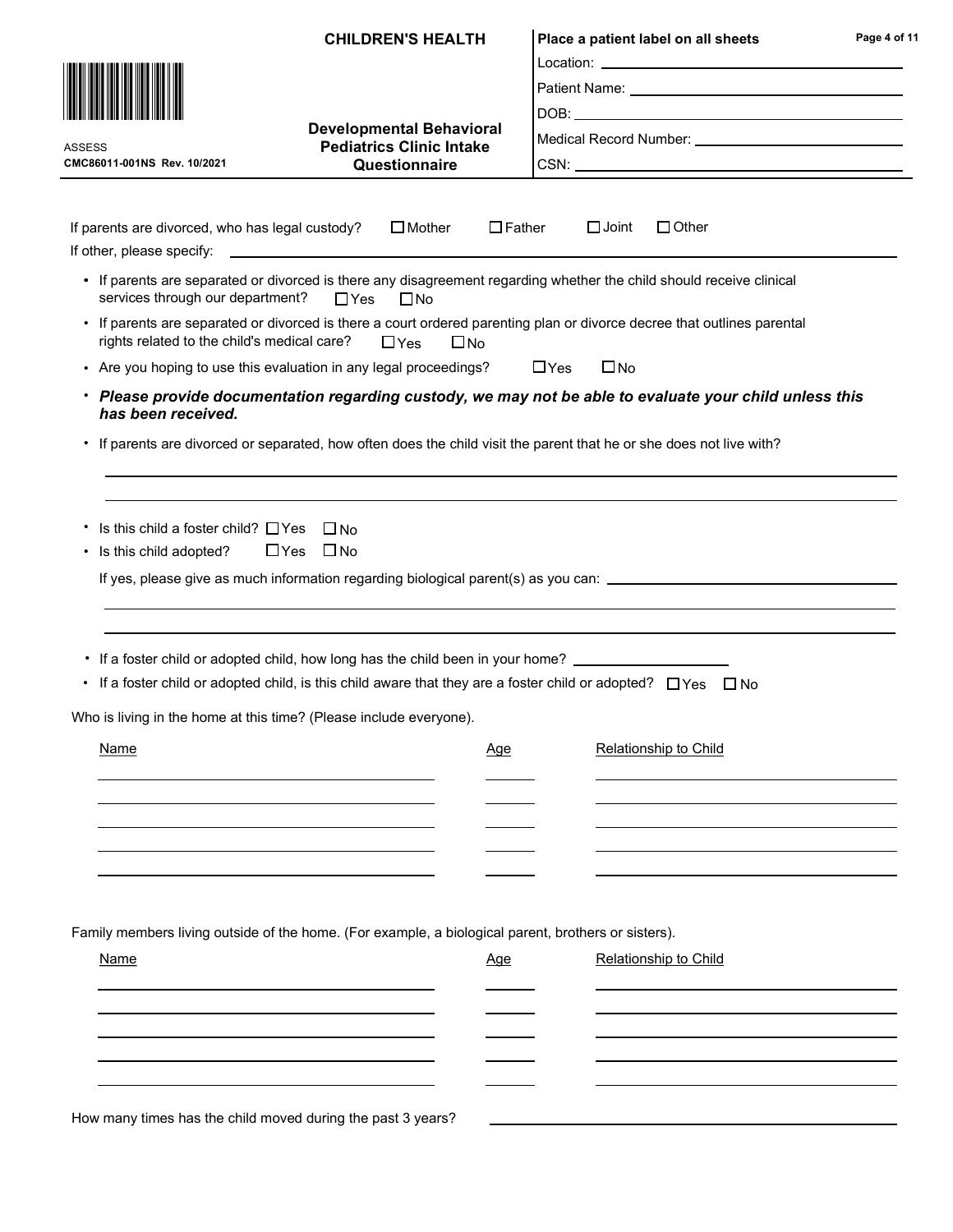If parents are divorced, who has legal custody? ☐ Mother ☐ Father ☐ Joint ☐ Other

If other, please specify: ______________________________

- If parents are separated or divorced is there any disagreement regarding whether the child should receive clinical services through our department? ☐ Yes ☐ No
- If parents are separated or divorced is there a court ordered parenting plan or divorce decree that outlines parental rights related to the child's medical care? ☐ Yes ☐ No
- Are you hoping to use this evaluation in any legal proceedings? ☐ Yes ☐ No
- ***Please provide documentation regarding custody, we may not be able to evaluate your child unless this has been received.***
- If parents are divorced or separated, how often does the child visit the parent that he or she does not live with?

______________________________

______________________________

- Is this child a foster child? ☐ Yes ☐ No
- Is this child adopted? ☐ Yes ☐ No

  If yes, please give as much information regarding biological parent(s) as you can: ______________________________

  ______________________________

  ______________________________

- If a foster child or adopted child, how long has the child been in your home? ____________
- If a foster child or adopted child, is this child aware that they are a foster child or adopted? ☐ Yes ☐ No

Who is living in the home at this time? (Please include everyone).

| Name | Age | Relationship to Child |
|---|---|---|
| | | |
| | | |
| | | |
| | | |
| | | |

Family members living outside of the home. (For example, a biological parent, brothers or sisters).

| Name | Age | Relationship to Child |
|---|---|---|
| | | |
| | | |
| | | |
| | | |
| | | |

How many times has the child moved during the past 3 years? ______________________________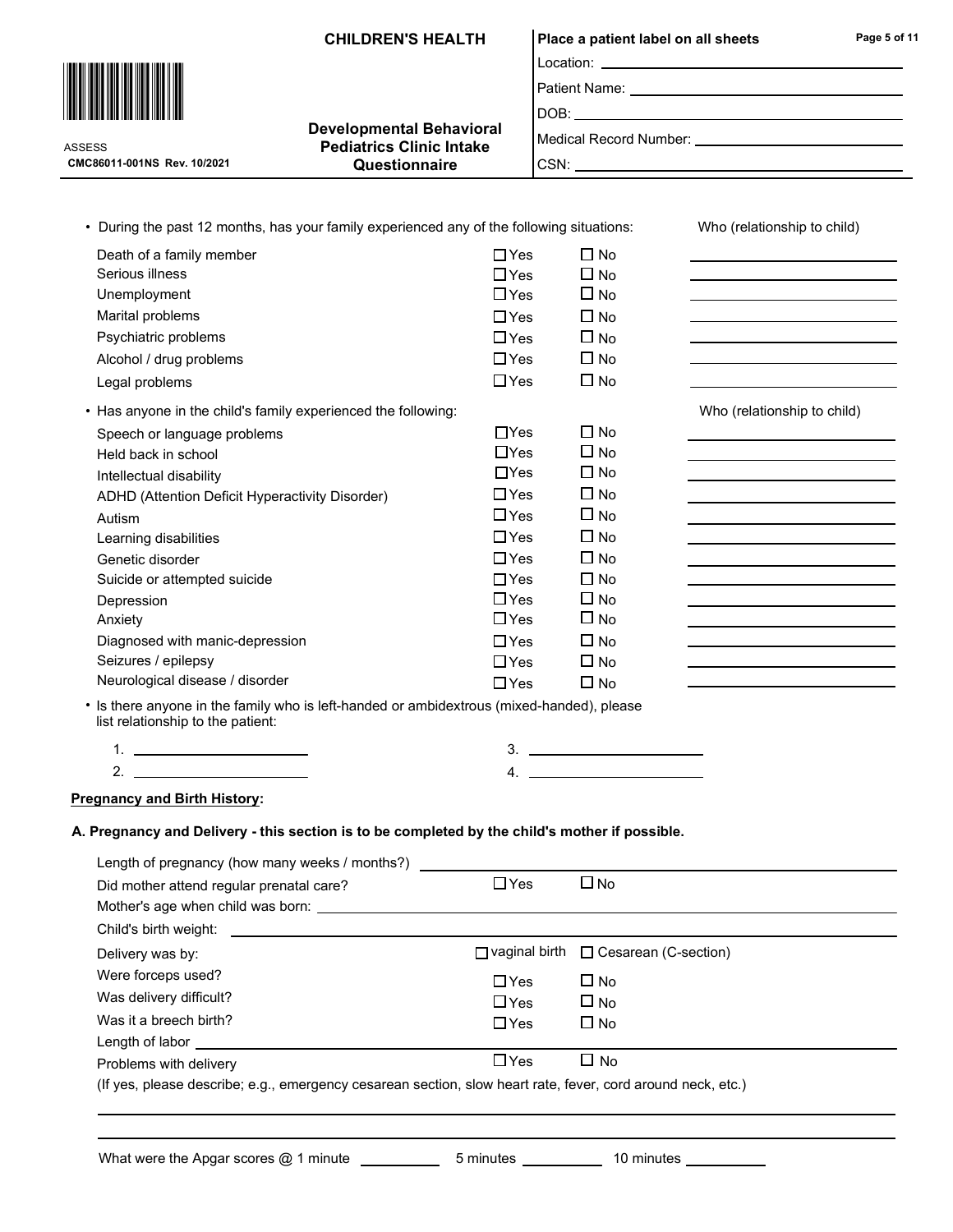**CHILDREN'S HEALTH**

**Developmental Behavioral Pediatrics Clinic Intake Questionnaire**

ASSESS
**CMC86011-001NS Rev. 10/2021**

**Place a patient label on all sheets**

Location: \_\_\_\_\_\_\_\_\_\_\_\_\_\_\_\_\_\_\_\_

Patient Name: \_\_\_\_\_\_\_\_\_\_\_\_\_\_\_\_\_\_\_\_

DOB: \_\_\_\_\_\_\_\_\_\_\_\_\_\_\_\_\_\_\_\_

Medical Record Number: \_\_\_\_\_\_\_\_\_\_\_\_\_\_\_\_\_\_\_\_

CSN: \_\_\_\_\_\_\_\_\_\_\_\_\_\_\_\_\_\_\_\_

- During the past 12 months, has your family experienced any of the following situations:

| | | | Who (relationship to child) |
|---|---|---|---|
| Death of a family member | ☐ Yes | ☐ No | |
| Serious illness | ☐ Yes | ☐ No | |
| Unemployment | ☐ Yes | ☐ No | |
| Marital problems | ☐ Yes | ☐ No | |
| Psychiatric problems | ☐ Yes | ☐ No | |
| Alcohol / drug problems | ☐ Yes | ☐ No | |
| Legal problems | ☐ Yes | ☐ No | |

- Has anyone in the child's family experienced the following:

| | | | Who (relationship to child) |
|---|---|---|---|
| Speech or language problems | ☐ Yes | ☐ No | |
| Held back in school | ☐ Yes | ☐ No | |
| Intellectual disability | ☐ Yes | ☐ No | |
| ADHD (Attention Deficit Hyperactivity Disorder) | ☐ Yes | ☐ No | |
| Autism | ☐ Yes | ☐ No | |
| Learning disabilities | ☐ Yes | ☐ No | |
| Genetic disorder | ☐ Yes | ☐ No | |
| Suicide or attempted suicide | ☐ Yes | ☐ No | |
| Depression | ☐ Yes | ☐ No | |
| Anxiety | ☐ Yes | ☐ No | |
| Diagnosed with manic-depression | ☐ Yes | ☐ No | |
| Seizures / epilepsy | ☐ Yes | ☐ No | |
| Neurological disease / disorder | ☐ Yes | ☐ No | |

- Is there anyone in the family who is left-handed or ambidextrous (mixed-handed), please list relationship to the patient:

1. \_\_\_\_\_\_\_\_\_\_\_\_\_\_\_\_\_\_\_\_
2. \_\_\_\_\_\_\_\_\_\_\_\_\_\_\_\_\_\_\_\_
3. \_\_\_\_\_\_\_\_\_\_\_\_\_\_\_\_\_\_\_\_
4. \_\_\_\_\_\_\_\_\_\_\_\_\_\_\_\_\_\_\_\_

**Pregnancy and Birth History:**

**A. Pregnancy and Delivery - this section is to be completed by the child's mother if possible.**

Length of pregnancy (how many weeks / months?) \_\_\_\_\_\_\_\_\_\_\_\_\_\_\_\_\_\_\_\_

Did mother attend regular prenatal care? ☐ Yes ☐ No

Mother's age when child was born: \_\_\_\_\_\_\_\_\_\_\_\_\_\_\_\_\_\_\_\_

Child's birth weight: \_\_\_\_\_\_\_\_\_\_\_\_\_\_\_\_\_\_\_\_

Delivery was by: ☐ vaginal birth ☐ Cesarean (C-section)

Were forceps used? ☐ Yes ☐ No

Was delivery difficult? ☐ Yes ☐ No

Was it a breech birth? ☐ Yes ☐ No

Length of labor \_\_\_\_\_\_\_\_\_\_\_\_\_\_\_\_\_\_\_\_

Problems with delivery ☐ Yes ☐ No

(If yes, please describe; e.g., emergency cesarean section, slow heart rate, fever, cord around neck, etc.)

\_\_\_\_\_\_\_\_\_\_\_\_\_\_\_\_\_\_\_\_\_\_\_\_\_\_\_\_\_\_\_\_\_\_\_\_\_\_\_\_

\_\_\_\_\_\_\_\_\_\_\_\_\_\_\_\_\_\_\_\_\_\_\_\_\_\_\_\_\_\_\_\_\_\_\_\_\_\_\_\_

What were the Apgar scores @ 1 minute \_\_\_\_\_\_\_\_\_\_ 5 minutes \_\_\_\_\_\_\_\_\_\_ 10 minutes \_\_\_\_\_\_\_\_\_\_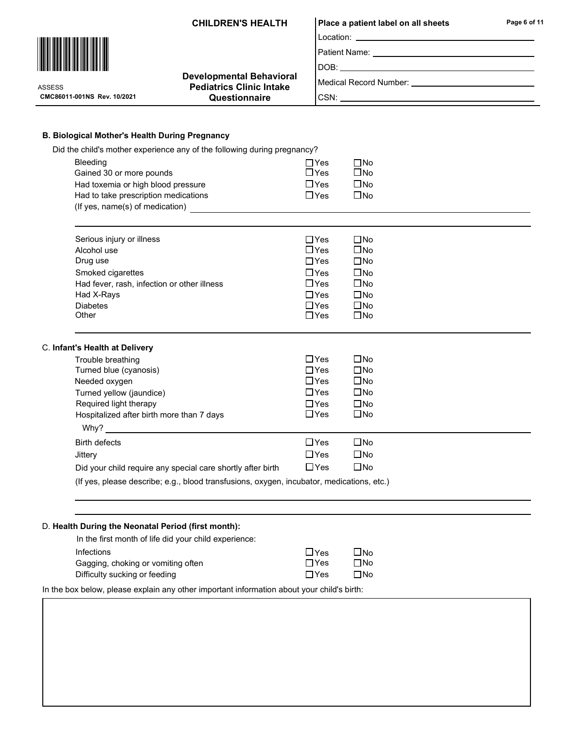CHILDREN'S HEALTH

**Developmental Behavioral Pediatrics Clinic Intake Questionnaire**

ASSESS
CMC86011-001NS Rev. 10/2021

**Place a patient label on all sheets**

Location: ____________________

Patient Name: ____________________

DOB: ____________________

Medical Record Number: ____________________

CSN: ____________________

### B. Biological Mother's Health During Pregnancy

Did the child's mother experience any of the following during pregnancy?

| | | |
|---|---|---|
| Bleeding | ☐ Yes | ☐ No |
| Gained 30 or more pounds | ☐ Yes | ☐ No |
| Had toxemia or high blood pressure | ☐ Yes | ☐ No |
| Had to take prescription medications | ☐ Yes | ☐ No |

(If yes, name(s) of medication) ____________________

____________________

| | | |
|---|---|---|
| Serious injury or illness | ☐ Yes | ☐ No |
| Alcohol use | ☐ Yes | ☐ No |
| Drug use | ☐ Yes | ☐ No |
| Smoked cigarettes | ☐ Yes | ☐ No |
| Had fever, rash, infection or other illness | ☐ Yes | ☐ No |
| Had X-Rays | ☐ Yes | ☐ No |
| Diabetes | ☐ Yes | ☐ No |
| Other | ☐ Yes | ☐ No |

____________________

### C. Infant's Health at Delivery

| | | |
|---|---|---|
| Trouble breathing | ☐ Yes | ☐ No |
| Turned blue (cyanosis) | ☐ Yes | ☐ No |
| Needed oxygen | ☐ Yes | ☐ No |
| Turned yellow (jaundice) | ☐ Yes | ☐ No |
| Required light therapy | ☐ Yes | ☐ No |
| Hospitalized after birth more than 7 days | ☐ Yes | ☐ No |

Why? ____________________

| | | |
|---|---|---|
| Birth defects | ☐ Yes | ☐ No |
| Jittery | ☐ Yes | ☐ No |
| Did your child require any special care shortly after birth | ☐ Yes | ☐ No |

(If yes, please describe; e.g., blood transfusions, oxygen, incubator, medications, etc.)

____________________

____________________

### D. Health During the Neonatal Period (first month):

In the first month of life did your child experience:

| | | |
|---|---|---|
| Infections | ☐ Yes | ☐ No |
| Gagging, choking or vomiting often | ☐ Yes | ☐ No |
| Difficulty sucking or feeding | ☐ Yes | ☐ No |

In the box below, please explain any other important information about your child's birth:

| |
|---|
| |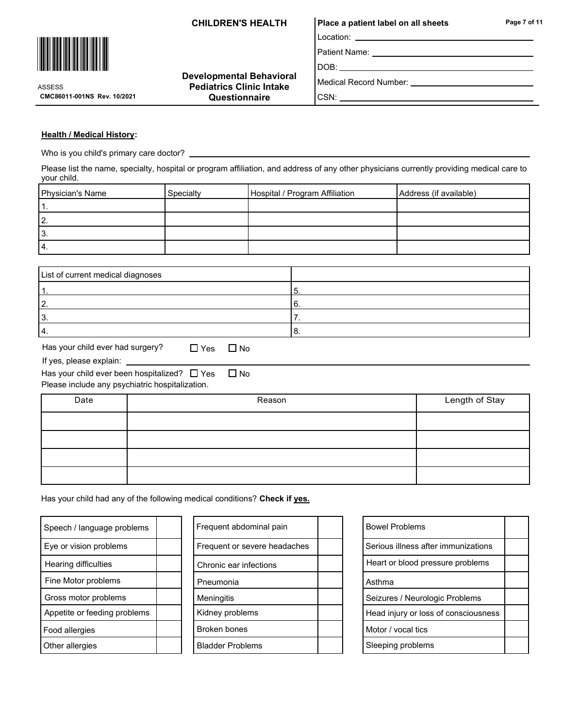**CHILDREN'S HEALTH**

ASSESS
CMC86011-001NS Rev. 10/2021

**Developmental Behavioral Pediatrics Clinic Intake Questionnaire**

**Place a patient label on all sheets**

Location: ______________________

Patient Name: ______________________

DOB: ______________________

Medical Record Number: ______________________

CSN: ______________________

**Health / Medical History:**

Who is you child's primary care doctor? ______________________

Please list the name, specialty, hospital or program affiliation, and address of any other physicians currently providing medical care to your child.

| Physician's Name | Specialty | Hospital / Program Affiliation | Address (if available) |
|---|---|---|---|
| 1. | | | |
| 2. | | | |
| 3. | | | |
| 4. | | | |

| List of current medical diagnoses | |
|---|---|
| 1. | 5. |
| 2. | 6. |
| 3. | 7. |
| 4. | 8. |

Has your child ever had surgery? ☐ Yes ☐ No

If yes, please explain: ______________________

Has your child ever been hospitalized? ☐ Yes ☐ No

Please include any psychiatric hospitalization.

| Date | Reason | Length of Stay |
|---|---|---|
| | | |
| | | |
| | | |
| | | |

Has your child had any of the following medical conditions? **Check if yes.**

| Condition | |
|---|---|
| Speech / language problems | |
| Eye or vision problems | |
| Hearing difficulties | |
| Fine Motor problems | |
| Gross motor problems | |
| Appetite or feeding problems | |
| Food allergies | |
| Other allergies | |

| Condition | |
|---|---|
| Frequent abdominal pain | |
| Frequent or severe headaches | |
| Chronic ear infections | |
| Pneumonia | |
| Meningitis | |
| Kidney problems | |
| Broken bones | |
| Bladder Problems | |

| Condition | |
|---|---|
| Bowel Problems | |
| Serious illness after immunizations | |
| Heart or blood pressure problems | |
| Asthma | |
| Seizures / Neurologic Problems | |
| Head injury or loss of consciousness | |
| Motor / vocal tics | |
| Sleeping problems | |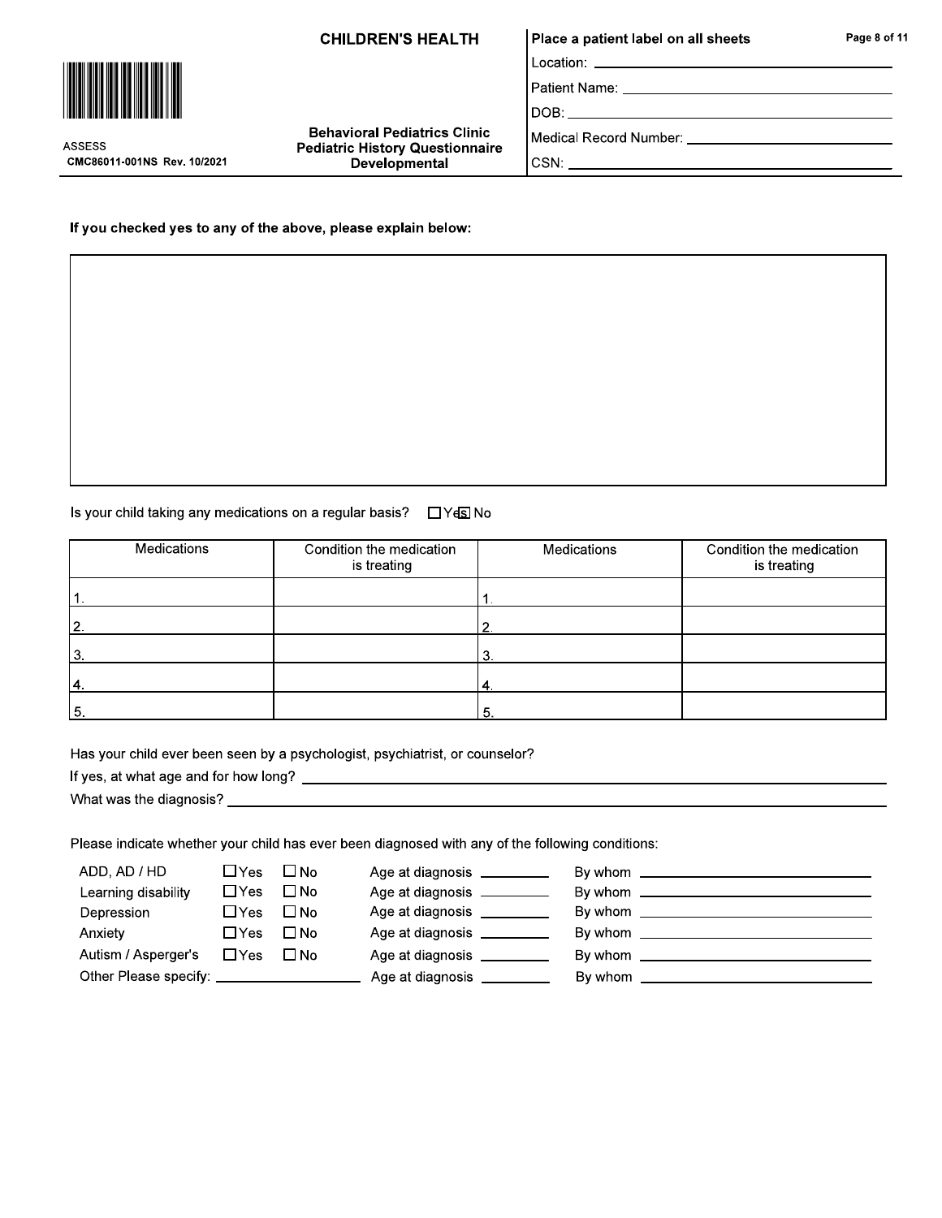**CHILDREN'S HEALTH**

ASSESS
CMC86011-001NS Rev. 10/2021

**Behavioral Pediatrics Clinic**
**Pediatric History Questionnaire**
**Developmental**

**Place a patient label on all sheets**

Location: ______________________

Patient Name: ______________________

DOB: ______________________

Medical Record Number: ______________________

CSN: ______________________

**If you checked yes to any of the above, please explain below:**

&nbsp;

Is your child taking any medications on a regular basis? ☐ Yes ☐ No

| Medications | Condition the medication is treating | Medications | Condition the medication is treating |
|---|---|---|---|
| 1. | | 1. | |
| 2. | | 2. | |
| 3. | | 3. | |
| 4. | | 4. | |
| 5. | | 5. | |

Has your child ever been seen by a psychologist, psychiatrist, or counselor?

If yes, at what age and for how long? ______________________

What was the diagnosis? ______________________

Please indicate whether your child has ever been diagnosed with any of the following conditions:

| Condition | Yes | No | Age at diagnosis | By whom |
|---|---|---|---|---|
| ADD, AD / HD | ☐ Yes | ☐ No | Age at diagnosis ________ | By whom ______________ |
| Learning disability | ☐ Yes | ☐ No | Age at diagnosis ________ | By whom ______________ |
| Depression | ☐ Yes | ☐ No | Age at diagnosis ________ | By whom ______________ |
| Anxiety | ☐ Yes | ☐ No | Age at diagnosis ________ | By whom ______________ |
| Autism / Asperger's | ☐ Yes | ☐ No | Age at diagnosis ________ | By whom ______________ |
| Other Please specify: ______________ | | | Age at diagnosis ________ | By whom ______________ |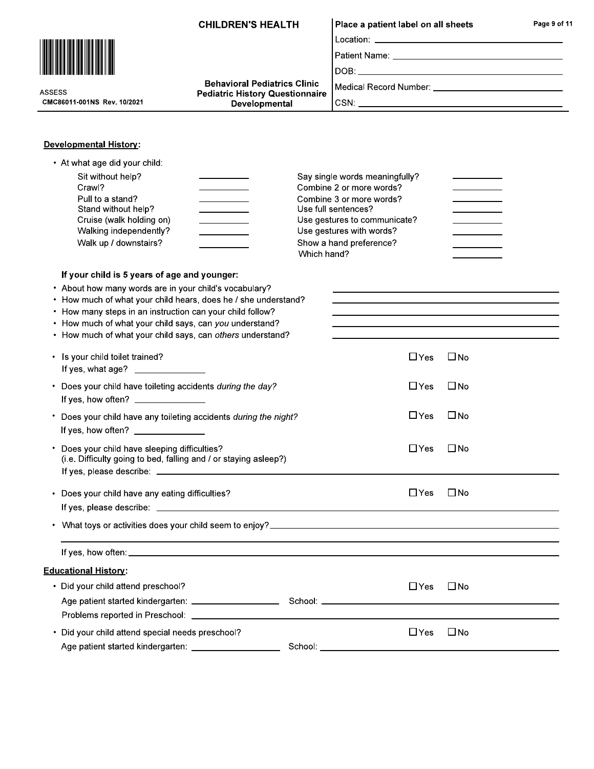CHILDREN'S HEALTH

ASSESS
CMC86011-001NS Rev. 10/2021

**Behavioral Pediatrics Clinic**
**Pediatric History Questionnaire**
**Developmental**

**Place a patient label on all sheets**

Location: ____________________

Patient Name: ____________________

DOB: ____________________

Medical Record Number: ____________________

CSN: ____________________

## Developmental History:

- At what age did your child:

| | | | |
|---|---|---|---|
| Sit without help? | ________ | Say single words meaningfully? | ________ |
| Crawl? | ________ | Combine 2 or more words? | ________ |
| Pull to a stand? | ________ | Combine 3 or more words? | ________ |
| Stand without help? | ________ | Use full sentences? | ________ |
| Cruise (walk holding on) | ________ | Use gestures to communicate? | ________ |
| Walking independently? | ________ | Use gestures with words? | ________ |
| Walk up / downstairs? | ________ | Show a hand preference? | ________ |
| | | Which hand? | ________ |

**If your child is 5 years of age and younger:**

- About how many words are in your child's vocabulary? ____________________
- How much of what your child hears, does he / she understand? ____________________
- How many steps in an instruction can your child follow? ____________________
- How much of what your child says, can *you* understand? ____________________
- How much of what your child says, can *others* understand? ____________________

- Is your child toilet trained? ☐ Yes ☐ No
  If yes, what age? ____________
- Does your child have toileting accidents *during the day*? ☐ Yes ☐ No
  If yes, how often? ____________
- Does your child have any toileting accidents *during the night*? ☐ Yes ☐ No
  If yes, how often? ____________
- Does your child have sleeping difficulties? ☐ Yes ☐ No
  (i.e. Difficulty going to bed, falling and / or staying asleep?)
  If yes, please describe: ____________________
- Does your child have any eating difficulties? ☐ Yes ☐ No
  If yes, please describe: ____________________
- What toys or activities does your child seem to enjoy? ____________________
  ____________________
  If yes, how often: ____________________

## Educational History:

- Did your child attend preschool? ☐ Yes ☐ No
  Age patient started kindergarten: ____________ School: ____________________
  Problems reported in Preschool: ____________________
- Did your child attend special needs preschool? ☐ Yes ☐ No
  Age patient started kindergarten: ____________ School: ____________________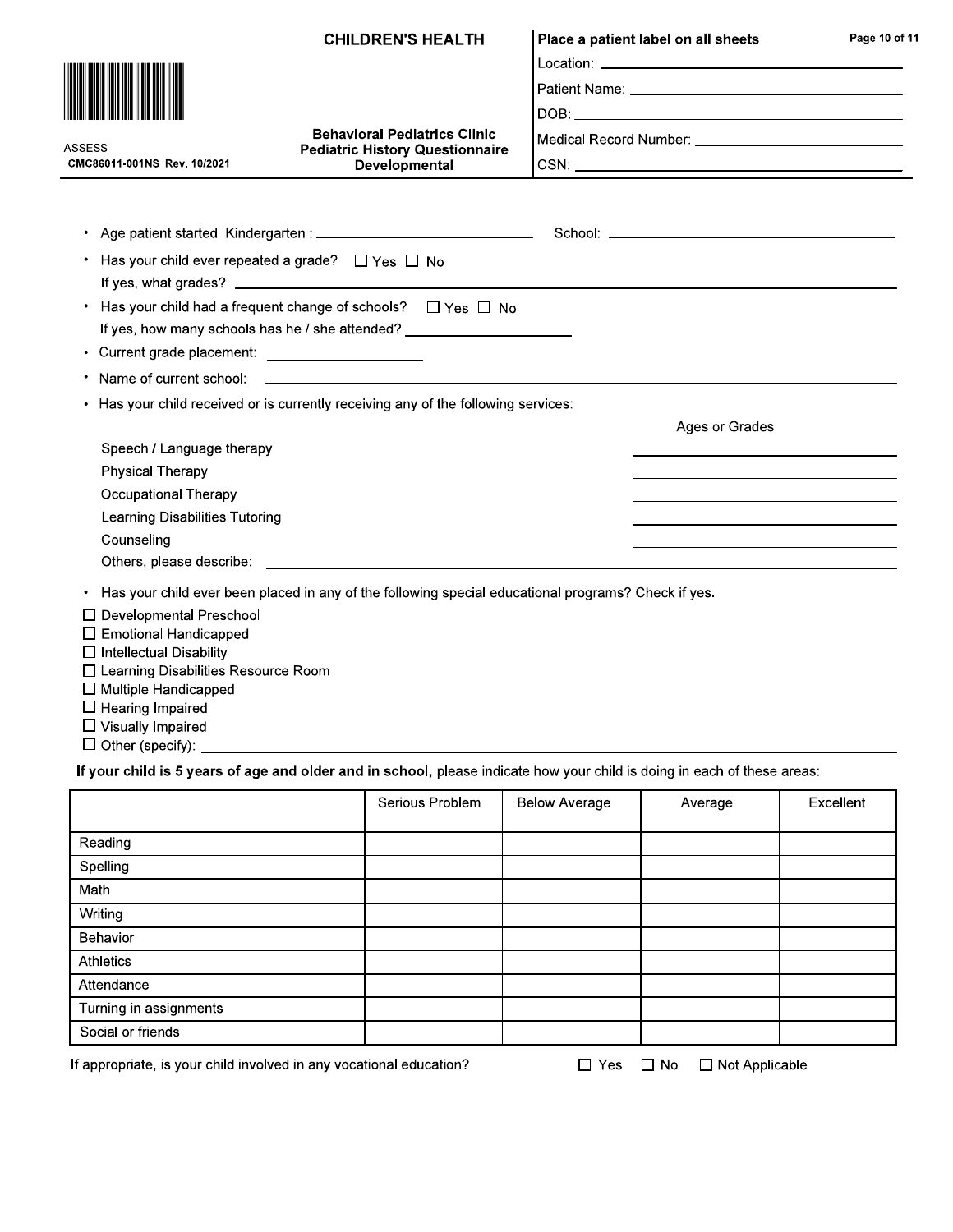**CHILDREN'S HEALTH**

ASSESS
CMC86011-001NS Rev. 10/2021

**Behavioral Pediatrics Clinic**
**Pediatric History Questionnaire**
**Developmental**

**Place a patient label on all sheets**

Location: ______________________

Patient Name: ______________________

DOB: ______________________

Medical Record Number: ______________________

CSN: ______________________

- Age patient started Kindergarten : ______________________ School: ______________________
- Has your child ever repeated a grade? ☐ Yes ☐ No
  If yes, what grades? ______________________
- Has your child had a frequent change of schools? ☐ Yes ☐ No
  If yes, how many schools has he / she attended? ______________________
- Current grade placement: ______________________
- Name of current school: ______________________
- Has your child received or is currently receiving any of the following services:

| | Ages or Grades |
|---|---|
| Speech / Language therapy | |
| Physical Therapy | |
| Occupational Therapy | |
| Learning Disabilities Tutoring | |
| Counseling | |
| Others, please describe: | |

- Has your child ever been placed in any of the following special educational programs? Check if yes.

☐ Developmental Preschool
☐ Emotional Handicapped
☐ Intellectual Disability
☐ Learning Disabilities Resource Room
☐ Multiple Handicapped
☐ Hearing Impaired
☐ Visually Impaired
☐ Other (specify): ______________________

**If your child is 5 years of age and older and in school,** please indicate how your child is doing in each of these areas:

| | Serious Problem | Below Average | Average | Excellent |
|---|---|---|---|---|
| Reading | | | | |
| Spelling | | | | |
| Math | | | | |
| Writing | | | | |
| Behavior | | | | |
| Athletics | | | | |
| Attendance | | | | |
| Turning in assignments | | | | |
| Social or friends | | | | |

If appropriate, is your child involved in any vocational education? ☐ Yes ☐ No ☐ Not Applicable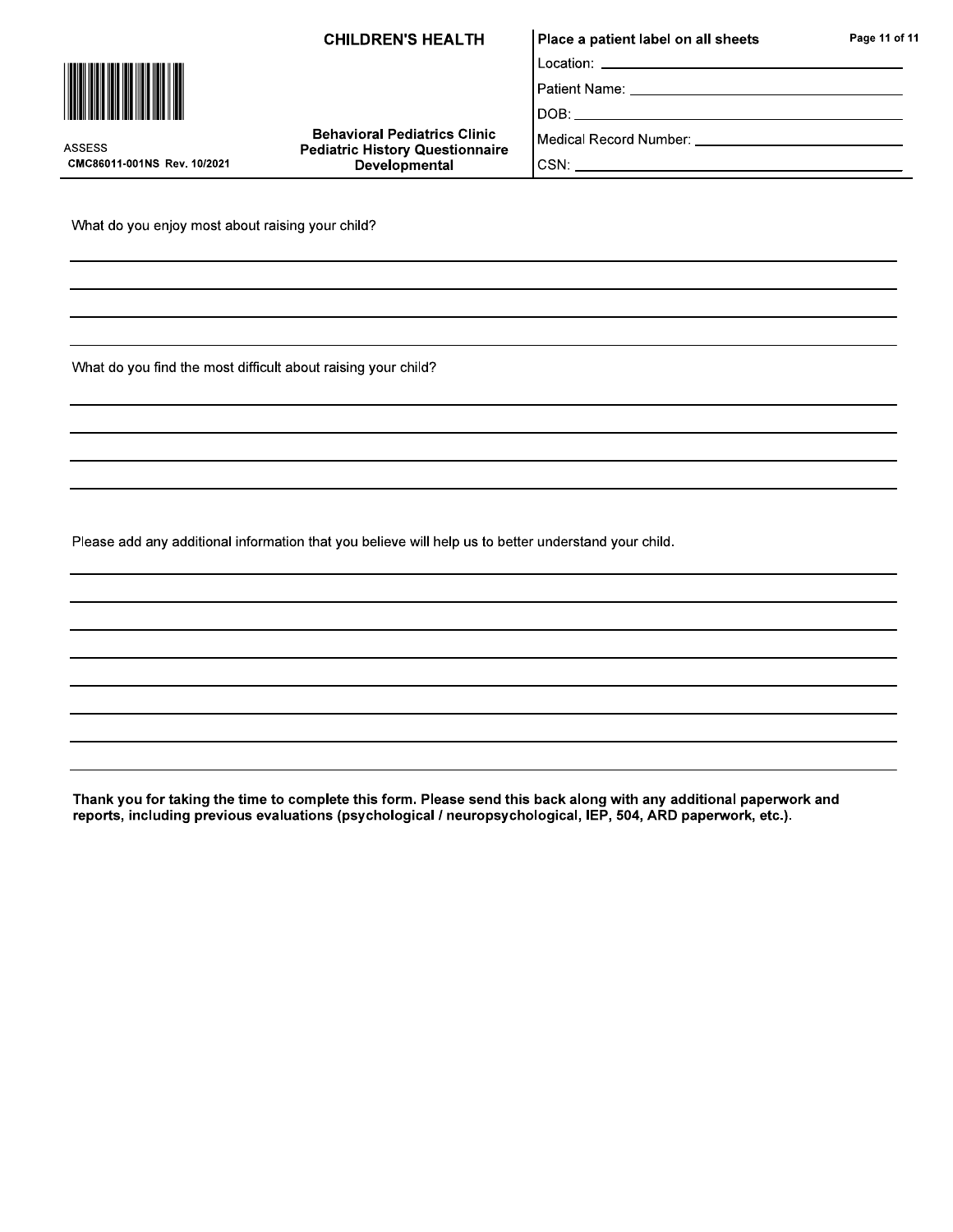What do you enjoy most about raising your child?

What do you find the most difficult about raising your child?

Please add any additional information that you believe will help us to better understand your child.

**Thank you for taking the time to complete this form. Please send this back along with any additional paperwork and reports, including previous evaluations (psychological / neuropsychological, IEP, 504, ARD paperwork, etc.).**